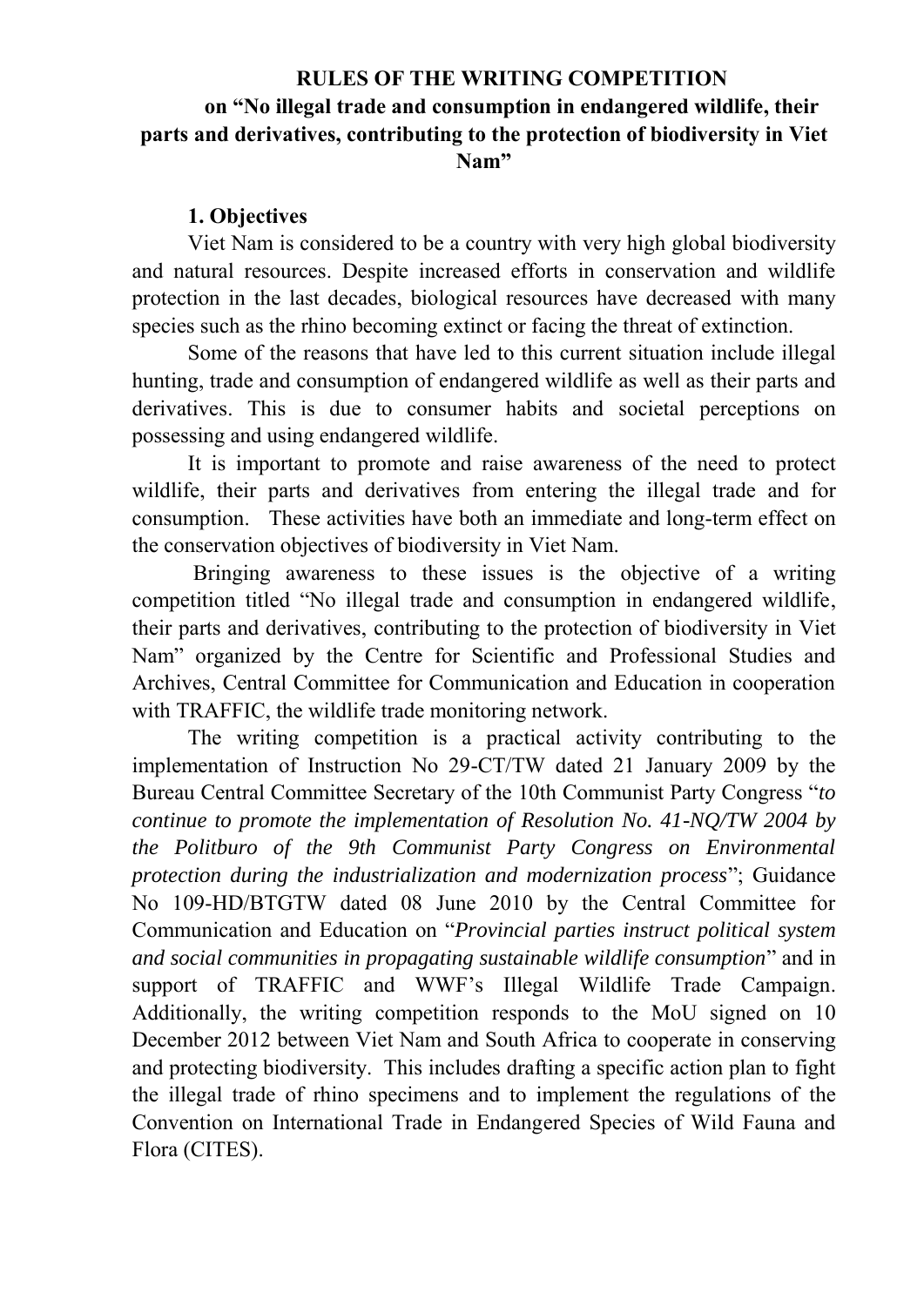# RULES OF THE WRITING COMPETITION

## on "No illegal trade and consumption in endangered wildlife, their parts and derivatives, contributing to the protection of biodiversity in Viet Nam"

### 1. Objectives

Viet Nam is considered to be a country with very high global biodiversity and natural resources. Despite increased efforts in conservation and wildlife protection in the last decades, biological resources have decreased with many species such as the rhino becoming extinct or facing the threat of extinction.

Some of the reasons that have led to this current situation include illegal hunting, trade and consumption of endangered wildlife as well as their parts and derivatives. This is due to consumer habits and societal perceptions on possessing and using endangered wildlife.

It is important to promote and raise awareness of the need to protect wildlife, their parts and derivatives from entering the illegal trade and for consumption. These activities have both an immediate and long-term effect on the conservation objectives of biodiversity in Viet Nam.

Bringing awareness to these issues is the objective of a writing competition titled "No illegal trade and consumption in endangered wildlife, their parts and derivatives, contributing to the protection of biodiversity in Viet Nam" organized by the Centre for Scientific and Professional Studies and Archives, Central Committee for Communication and Education in cooperation with TRAFFIC, the wildlife trade monitoring network.

The writing competition is a practical activity contributing to the implementation of Instruction No 29-CT/TW dated 21 January 2009 by the Bureau Central Committee Secretary of the 10th Communist Party Congress "*to continue to promote the implementation of Resolution No. 41-NQ/TW 2004 by the Politburo of the 9th Communist Party Congress on Environmental protection during the industrialization and modernization process*"; Guidance No 109-HD/BTGTW dated 08 June 2010 by the Central Committee for Communication and Education on "*Provincial parties instruct political system and social communities in propagating sustainable wildlife consumption*" and in support of TRAFFIC and WWF's Illegal Wildlife Trade Campaign. Additionally, the writing competition responds to the MoU signed on 10 December 2012 between Viet Nam and South Africa to cooperate in conserving and protecting biodiversity. This includes drafting a specific action plan to fight the illegal trade of rhino specimens and to implement the regulations of the Convention on International Trade in Endangered Species of Wild Fauna and Flora (CITES).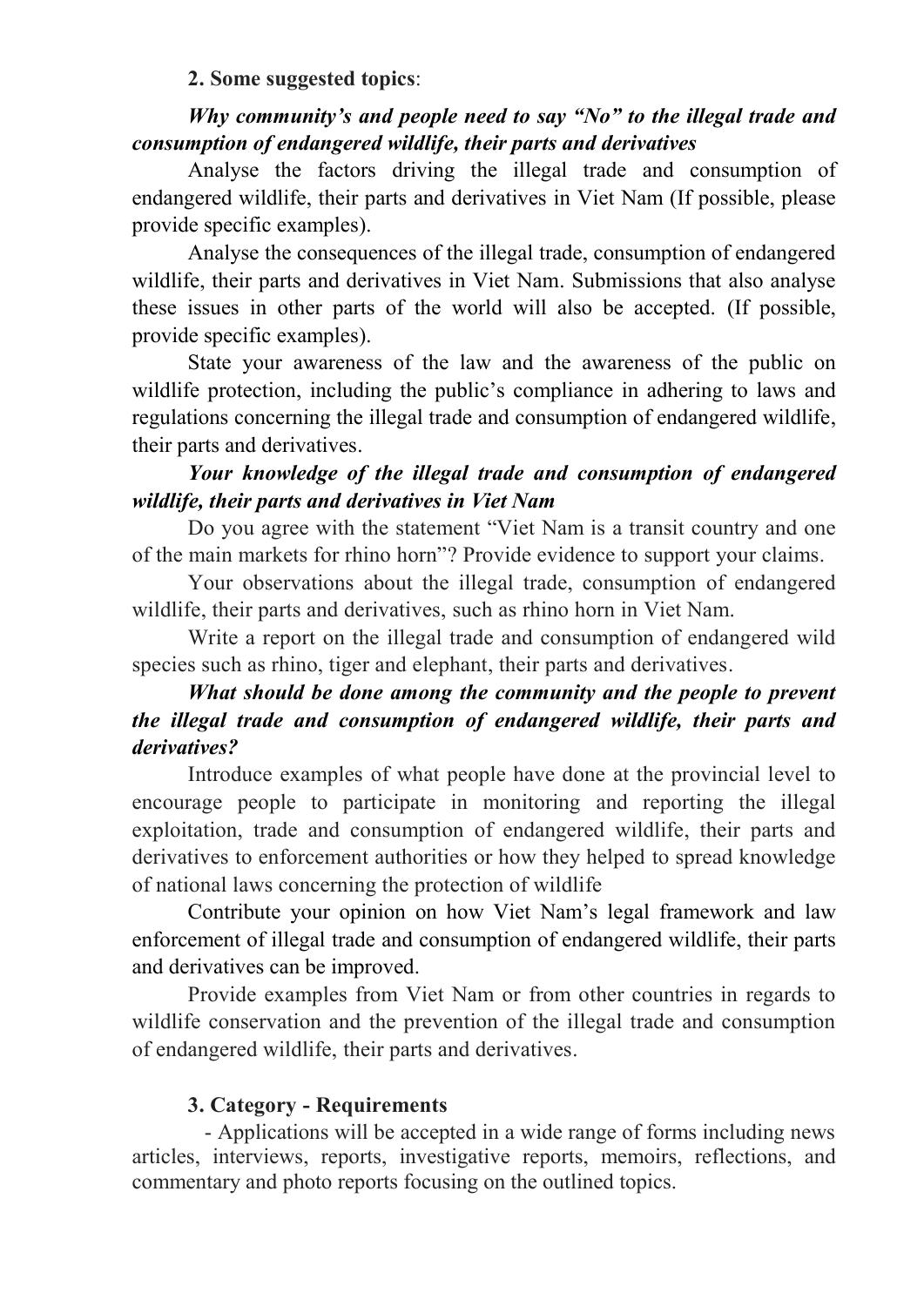**2. Some suggested topics**:

***Why community's and people need to say "No" to the illegal trade and consumption of endangered wildlife, their parts and derivatives***

Analyse the factors driving the illegal trade and consumption of endangered wildlife, their parts and derivatives in Viet Nam (If possible, please provide specific examples).

Analyse the consequences of the illegal trade, consumption of endangered wildlife, their parts and derivatives in Viet Nam. Submissions that also analyse these issues in other parts of the world will also be accepted. (If possible, provide specific examples).

State your awareness of the law and the awareness of the public on wildlife protection, including the public's compliance in adhering to laws and regulations concerning the illegal trade and consumption of endangered wildlife, their parts and derivatives.

***Your knowledge of the illegal trade and consumption of endangered wildlife, their parts and derivatives in Viet Nam***

Do you agree with the statement "Viet Nam is a transit country and one of the main markets for rhino horn"? Provide evidence to support your claims.

Your observations about the illegal trade, consumption of endangered wildlife, their parts and derivatives, such as rhino horn in Viet Nam.

Write a report on the illegal trade and consumption of endangered wild species such as rhino, tiger and elephant, their parts and derivatives.

***What should be done among the community and the people to prevent the illegal trade and consumption of endangered wildlife, their parts and derivatives?***

Introduce examples of what people have done at the provincial level to encourage people to participate in monitoring and reporting the illegal exploitation, trade and consumption of endangered wildlife, their parts and derivatives to enforcement authorities or how they helped to spread knowledge of national laws concerning the protection of wildlife

Contribute your opinion on how Viet Nam's legal framework and law enforcement of illegal trade and consumption of endangered wildlife, their parts and derivatives can be improved.

Provide examples from Viet Nam or from other countries in regards to wildlife conservation and the prevention of the illegal trade and consumption of endangered wildlife, their parts and derivatives.

**3. Category - Requirements**

- Applications will be accepted in a wide range of forms including news articles, interviews, reports, investigative reports, memoirs, reflections, and commentary and photo reports focusing on the outlined topics.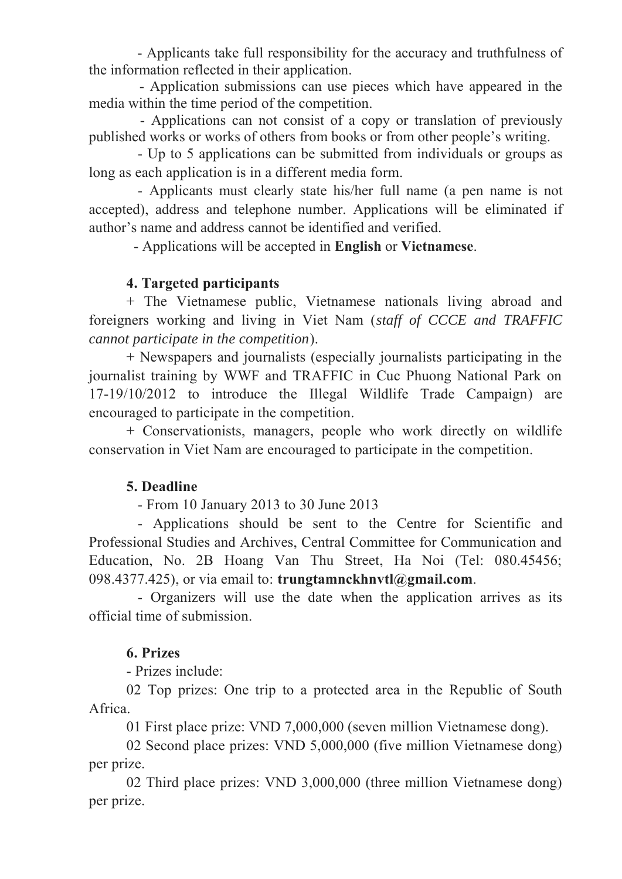- Applicants take full responsibility for the accuracy and truthfulness of the information reflected in their application.

- Application submissions can use pieces which have appeared in the media within the time period of the competition.

- Applications can not consist of a copy or translation of previously published works or works of others from books or from other people's writing.

- Up to 5 applications can be submitted from individuals or groups as long as each application is in a different media form.

- Applicants must clearly state his/her full name (a pen name is not accepted), address and telephone number. Applications will be eliminated if author's name and address cannot be identified and verified.

- Applications will be accepted in **English** or **Vietnamese**.

**4. Targeted participants**

+ The Vietnamese public, Vietnamese nationals living abroad and foreigners working and living in Viet Nam (*staff of CCCE and TRAFFIC cannot participate in the competition*).

+ Newspapers and journalists (especially journalists participating in the journalist training by WWF and TRAFFIC in Cuc Phuong National Park on 17-19/10/2012 to introduce the Illegal Wildlife Trade Campaign) are encouraged to participate in the competition.

+ Conservationists, managers, people who work directly on wildlife conservation in Viet Nam are encouraged to participate in the competition.

**5. Deadline**

- From 10 January 2013 to 30 June 2013

- Applications should be sent to the Centre for Scientific and Professional Studies and Archives, Central Committee for Communication and Education, No. 2B Hoang Van Thu Street, Ha Noi (Tel: 080.45456; 098.4377.425), or via email to: **trungtamnckhnvtl@gmail.com**.

- Organizers will use the date when the application arrives as its official time of submission.

**6. Prizes**

- Prizes include:

02 Top prizes: One trip to a protected area in the Republic of South Africa.

01 First place prize: VND 7,000,000 (seven million Vietnamese dong).

02 Second place prizes: VND 5,000,000 (five million Vietnamese dong) per prize.

02 Third place prizes: VND 3,000,000 (three million Vietnamese dong) per prize.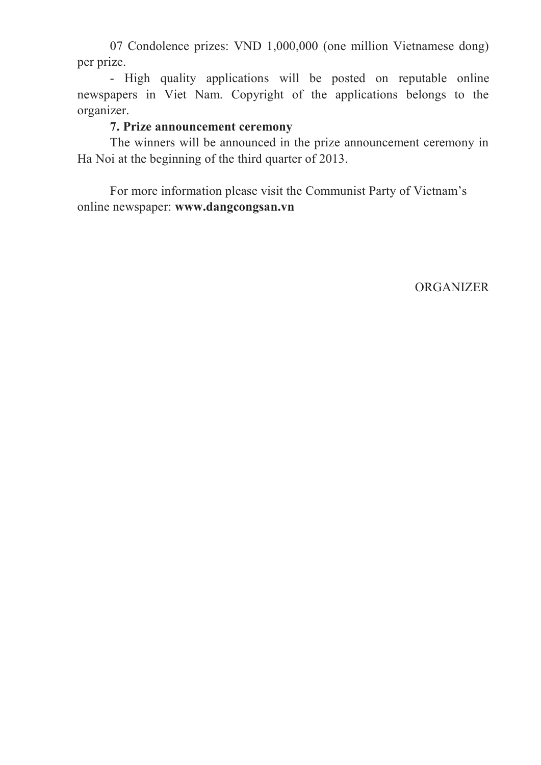07 Condolence prizes: VND 1,000,000 (one million Vietnamese dong) per prize.

- High quality applications will be posted on reputable online newspapers in Viet Nam. Copyright of the applications belongs to the organizer.

**7. Prize announcement ceremony**

The winners will be announced in the prize announcement ceremony in Ha Noi at the beginning of the third quarter of 2013.

For more information please visit the Communist Party of Vietnam's online newspaper: **www.dangcongsan.vn**

ORGANIZER